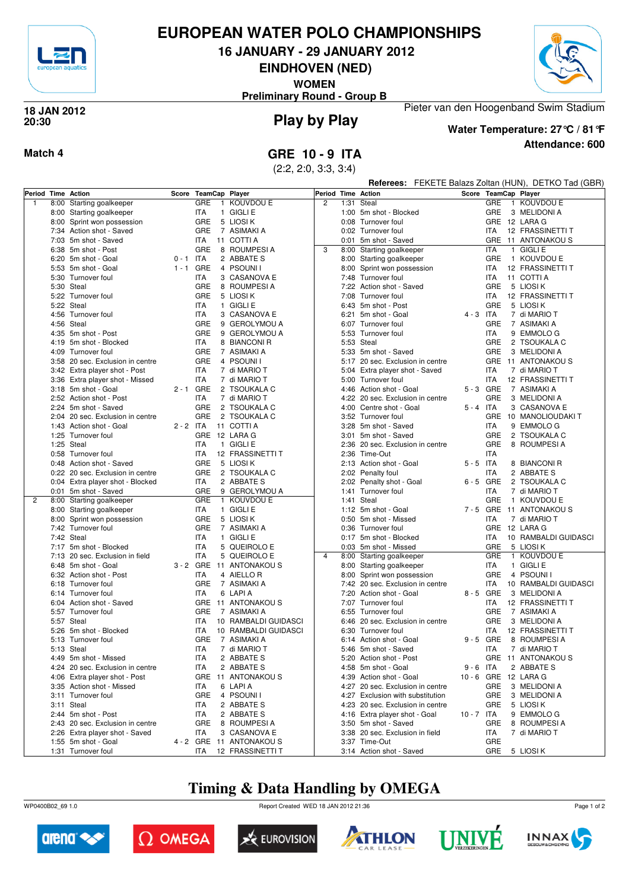# EUROPEAN WATER POLO CHAMPIONSHIPS

## 16 JANUARY - 29 JANUARY 2012

## EINDHOVEN (NED)

**WOMEN**

**Preliminary Round - Group B**

**18 JAN 2012**
**20:30**

## Play by Play

Pieter van den Hoogenband Swim Stadium

**Water Temperature: 27°C / 81°F**

**Attendance: 600**

**Match 4**

## GRE 10 - 9 ITA

(2:2, 2:0, 3:3, 3:4)

**Referees:** FEKETE Balazs Zoltan (HUN), DETKO Tad (GBR)

| Period | Time | Action | Score | TeamCap | | Player |
|---|---|---|---|---|---|---|
| 1 | 8:00 | Starting goalkeeper | | GRE | 1 | KOUVDOU E |
| | 8:00 | Starting goalkeeper | | ITA | 1 | GIGLI E |
| | 8:00 | Sprint won possession | | GRE | 5 | LIOSI K |
| | 7:34 | Action shot - Saved | | GRE | 7 | ASIMAKI A |
| | 7:03 | 5m shot - Saved | | ITA | 11 | COTTI A |
| | 6:38 | 5m shot - Post | | GRE | 8 | ROUMPESI A |
| | 6:20 | 5m shot - Goal | 0 - 1 | ITA | 2 | ABBATE S |
| | 5:53 | 5m shot - Goal | 1 - 1 | GRE | 4 | PSOUNI I |
| | 5:30 | Turnover foul | | ITA | 3 | CASANOVA E |
| | 5:30 | Steal | | GRE | 8 | ROUMPESI A |
| | 5:22 | Turnover foul | | GRE | 5 | LIOSI K |
| | 5:22 | Steal | | ITA | 1 | GIGLI E |
| | 4:56 | Turnover foul | | ITA | 3 | CASANOVA E |
| | 4:56 | Steal | | GRE | 9 | GEROLYMOU A |
| | 4:35 | 5m shot - Post | | GRE | 9 | GEROLYMOU A |
| | 4:19 | 5m shot - Blocked | | ITA | 8 | BIANCONI R |
| | 4:09 | Turnover foul | | GRE | 7 | ASIMAKI A |
| | 3:58 | 20 sec. Exclusion in centre | | GRE | 4 | PSOUNI I |
| | 3:42 | Extra player shot - Post | | ITA | 7 | di MARIO T |
| | 3:36 | Extra player shot - Missed | | ITA | 7 | di MARIO T |
| | 3:18 | 5m shot - Goal | 2 - 1 | GRE | 2 | TSOUKALA C |
| | 2:52 | Action shot - Post | | ITA | 7 | di MARIO T |
| | 2:24 | 5m shot - Saved | | GRE | 2 | TSOUKALA C |
| | 2:04 | 20 sec. Exclusion in centre | | GRE | 2 | TSOUKALA C |
| | 1:43 | Action shot - Goal | 2 - 2 | ITA | 11 | COTTI A |
| | 1:25 | Turnover foul | | GRE | 12 | LARA G |
| | 1:25 | Steal | | ITA | 1 | GIGLI E |
| | 0:58 | Turnover foul | | ITA | 12 | FRASSINETTI T |
| | 0:48 | Action shot - Saved | | GRE | 5 | LIOSI K |
| | 0:22 | 20 sec. Exclusion in centre | | GRE | 2 | TSOUKALA C |
| | 0:04 | Extra player shot - Blocked | | ITA | 2 | ABBATE S |
| | 0:01 | 5m shot - Saved | | GRE | 9 | GEROLYMOU A |
| 2 | 8:00 | Starting goalkeeper | | GRE | 1 | KOUVDOU E |
| | 8:00 | Starting goalkeeper | | ITA | 1 | GIGLI E |
| | 8:00 | Sprint won possession | | GRE | 5 | LIOSI K |
| | 7:42 | Turnover foul | | GRE | 7 | ASIMAKI A |
| | 7:42 | Steal | | ITA | 1 | GIGLI E |
| | 7:17 | 5m shot - Blocked | | ITA | 5 | QUEIROLO E |
| | 7:13 | 20 sec. Exclusion in field | | ITA | 5 | QUEIROLO E |
| | 6:48 | 5m shot - Goal | 3 - 2 | GRE | 11 | ANTONAKOU S |
| | 6:32 | Action shot - Post | | ITA | 4 | AIELLO R |
| | 6:18 | Turnover foul | | GRE | 7 | ASIMAKI A |
| | 6:14 | Turnover foul | | ITA | 6 | LAPI A |
| | 6:04 | Action shot - Saved | | GRE | 11 | ANTONAKOU S |
| | 5:57 | Turnover foul | | GRE | 7 | ASIMAKI A |
| | 5:57 | Steal | | ITA | 10 | RAMBALDI GUIDASCI |
| | 5:26 | 5m shot - Blocked | | ITA | 10 | RAMBALDI GUIDASCI |
| | 5:13 | Turnover foul | | GRE | 7 | ASIMAKI A |
| | 5:13 | Steal | | ITA | 7 | di MARIO T |
| | 4:49 | 5m shot - Missed | | ITA | 2 | ABBATE S |
| | 4:24 | 20 sec. Exclusion in centre | | ITA | 2 | ABBATE S |
| | 4:06 | Extra player shot - Post | | GRE | 11 | ANTONAKOU S |
| | 3:35 | Action shot - Missed | | ITA | 6 | LAPI A |
| | 3:11 | Turnover foul | | GRE | 4 | PSOUNI I |
| | 3:11 | Steal | | ITA | 2 | ABBATE S |
| | 2:44 | 5m shot - Post | | ITA | 2 | ABBATE S |
| | 2:43 | 20 sec. Exclusion in centre | | GRE | 8 | ROUMPESI A |
| | 2:26 | Extra player shot - Saved | | ITA | 3 | CASANOVA E |
| | 1:55 | 5m shot - Goal | 4 - 2 | GRE | 11 | ANTONAKOU S |
| | 1:31 | Turnover foul | | ITA | 12 | FRASSINETTI T |
| 2 | 1:31 | Steal | | GRE | 1 | KOUVDOU E |
| | 1:00 | 5m shot - Blocked | | GRE | 3 | MELIDONI A |
| | 0:08 | Turnover foul | | GRE | 12 | LARA G |
| | 0:02 | Turnover foul | | ITA | 12 | FRASSINETTI T |
| | 0:01 | 5m shot - Saved | | GRE | 11 | ANTONAKOU S |
| 3 | 8:00 | Starting goalkeeper | | ITA | 1 | GIGLI E |
| | 8:00 | Starting goalkeeper | | GRE | 1 | KOUVDOU E |
| | 8:00 | Sprint won possession | | ITA | 12 | FRASSINETTI T |
| | 7:48 | Turnover foul | | ITA | 11 | COTTI A |
| | 7:22 | Action shot - Saved | | GRE | 5 | LIOSI K |
| | 7:08 | Turnover foul | | ITA | 12 | FRASSINETTI T |
| | 6:43 | 5m shot - Post | | GRE | 5 | LIOSI K |
| | 6:21 | 5m shot - Goal | 4 - 3 | ITA | 7 | di MARIO T |
| | 6:07 | Turnover foul | | GRE | 7 | ASIMAKI A |
| | 5:53 | Turnover foul | | ITA | 9 | EMMOLO G |
| | 5:53 | Steal | | GRE | 2 | TSOUKALA C |
| | 5:33 | 5m shot - Saved | | GRE | 3 | MELIDONI A |
| | 5:17 | 20 sec. Exclusion in centre | | GRE | 11 | ANTONAKOU S |
| | 5:04 | Extra player shot - Saved | | ITA | 7 | di MARIO T |
| | 5:00 | Turnover foul | | ITA | 12 | FRASSINETTI T |
| | 4:46 | Action shot - Goal | 5 - 3 | GRE | 7 | ASIMAKI A |
| | 4:22 | 20 sec. Exclusion in centre | | GRE | 3 | MELIDONI A |
| | 4:00 | Centre shot - Goal | 5 - 4 | ITA | 3 | CASANOVA E |
| | 3:52 | Turnover foul | | GRE | 10 | MANOLIOUDAKI T |
| | 3:28 | 5m shot - Saved | | ITA | 9 | EMMOLO G |
| | 3:01 | 5m shot - Saved | | GRE | 2 | TSOUKALA C |
| | 2:36 | 20 sec. Exclusion in centre | | GRE | 8 | ROUMPESI A |
| | 2:36 | Time-Out | | ITA | | |
| | 2:13 | Action shot - Goal | 5 - 5 | ITA | 8 | BIANCONI R |
| | 2:02 | Penalty foul | | ITA | 2 | ABBATE S |
| | 2:02 | Penalty shot - Goal | 6 - 5 | GRE | 2 | TSOUKALA C |
| | 1:41 | Turnover foul | | ITA | 7 | di MARIO T |
| | 1:41 | Steal | | GRE | 1 | KOUVDOU E |
| | 1:12 | 5m shot - Goal | 7 - 5 | GRE | 11 | ANTONAKOU S |
| | 0:50 | 5m shot - Missed | | ITA | 7 | di MARIO T |
| | 0:36 | Turnover foul | | GRE | 12 | LARA G |
| | 0:17 | 5m shot - Blocked | | ITA | 10 | RAMBALDI GUIDASCI |
| | 0:03 | 5m shot - Missed | | GRE | 5 | LIOSI K |
| 4 | 8:00 | Starting goalkeeper | | GRE | 1 | KOUVDOU E |
| | 8:00 | Starting goalkeeper | | ITA | 1 | GIGLI E |
| | 8:00 | Sprint won possession | | GRE | 4 | PSOUNI I |
| | 7:42 | 20 sec. Exclusion in centre | | ITA | 10 | RAMBALDI GUIDASCI |
| | 7:20 | Action shot - Goal | 8 - 5 | GRE | 3 | MELIDONI A |
| | 7:07 | Turnover foul | | ITA | 12 | FRASSINETTI T |
| | 6:55 | Turnover foul | | GRE | 7 | ASIMAKI A |
| | 6:46 | 20 sec. Exclusion in centre | | GRE | 3 | MELIDONI A |
| | 6:30 | Turnover foul | | ITA | 12 | FRASSINETTI T |
| | 6:14 | Action shot - Goal | 9 - 5 | GRE | 8 | ROUMPESI A |
| | 5:46 | 5m shot - Saved | | ITA | 7 | di MARIO T |
| | 5:20 | Action shot - Post | | GRE | 11 | ANTONAKOU S |
| | 4:58 | 5m shot - Goal | 9 - 6 | ITA | 2 | ABBATE S |
| | 4:39 | Action shot - Goal | 10 - 6 | GRE | 12 | LARA G |
| | 4:27 | 20 sec. Exclusion in centre | | GRE | 3 | MELIDONI A |
| | 4:27 | Exclusion with substitution | | GRE | 3 | MELIDONI A |
| | 4:23 | 20 sec. Exclusion in centre | | GRE | 5 | LIOSI K |
| | 4:16 | Extra player shot - Goal | 10 - 7 | ITA | 9 | EMMOLO G |
| | 3:50 | 5m shot - Saved | | GRE | 8 | ROUMPESI A |
| | 3:38 | 20 sec. Exclusion in field | | ITA | 7 | di MARIO T |
| | 3:37 | Time-Out | | GRE | | |
| | 3:14 | Action shot - Saved | | GRE | 5 | LIOSI K |

**Timing & Data Handling by OMEGA**

WP0400B02_69 1.0 Report Created WED 18 JAN 2012 21:36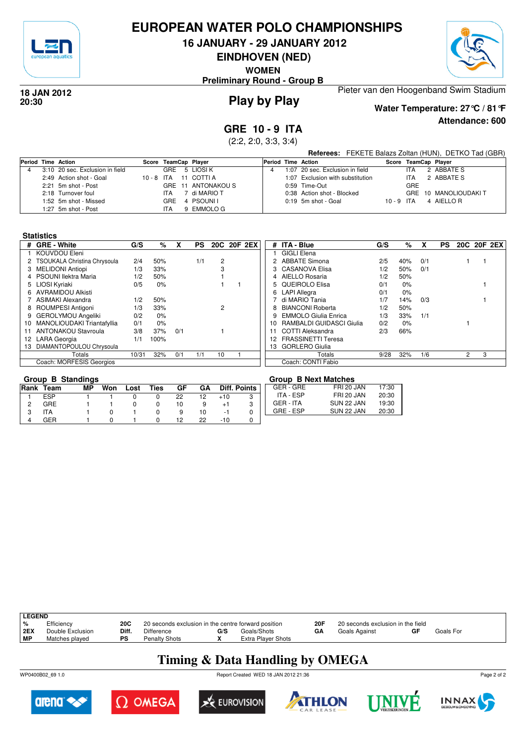# EUROPEAN WATER POLO CHAMPIONSHIPS

## 16 JANUARY - 29 JANUARY 2012

## EINDHOVEN (NED)

**WOMEN**

**Preliminary Round - Group B**

**18 JAN 2012**
**20:30**

## Play by Play

Pieter van den Hoogenband Swim Stadium

**Water Temperature: 27°C / 81°F**

**Attendance: 600**

## GRE 10 - 9 ITA

(2:2, 2:0, 3:3, 3:4)

**Referees:** FEKETE Balazs Zoltan (HUN), DETKO Tad (GBR)

| Period | Time | Action | Score | TeamCap | Player |
|---|---|---|---|---|---|
| 4 | 3:10 | 20 sec. Exclusion in field | | GRE 5 | LIOSI K |
| | 2:49 | Action shot - Goal | 10 - 8 | ITA 11 | COTTI A |
| | 2:21 | 5m shot - Post | | GRE 11 | ANTONAKOU S |
| | 2:18 | Turnover foul | | ITA 7 | di MARIO T |
| | 1:52 | 5m shot - Missed | | GRE 4 | PSOUNI I |
| | 1:27 | 5m shot - Post | | ITA 9 | EMMOLO G |
| 4 | 1:07 | 20 sec. Exclusion in field | | ITA 2 | ABBATE S |
| | 1:07 | Exclusion with substitution | | ITA 2 | ABBATE S |
| | 0:59 | Time-Out | | GRE | |
| | 0:38 | Action shot - Blocked | | GRE 10 | MANOLIOUDAKI T |
| | 0:19 | 5m shot - Goal | 10 - 9 | ITA 4 | AIELLO R |

### Statistics

| # | GRE - White | G/S | % | X | PS | 20C | 20F | 2EX |
|---|---|---|---|---|---|---|---|---|
| 1 | KOUVDOU Eleni | | | | | | | |
| 2 | TSOUKALA Christina Chrysoula | 2/4 | 50% | | 1/1 | 2 | | |
| 3 | MELIDONI Antiopi | 1/3 | 33% | | | 3 | | |
| 4 | PSOUNI Ilektra Maria | 1/2 | 50% | | | 1 | | |
| 5 | LIOSI Kyriaki | 0/5 | 0% | | | 1 | 1 | |
| 6 | AVRAMIDOU Alkisti | | | | | | | |
| 7 | ASIMAKI Alexandra | 1/2 | 50% | | | | | |
| 8 | ROUMPESI Antigoni | 1/3 | 33% | | | 2 | | |
| 9 | GEROLYMOU Angeliki | 0/2 | 0% | | | | | |
| 10 | MANOLIOUDAKI Triantafyllia | 0/1 | 0% | | | | | |
| 11 | ANTONAKOU Stavroula | 3/8 | 37% | 0/1 | | 1 | | |
| 12 | LARA Georgia | 1/1 | 100% | | | | | |
| 13 | DIAMANTOPOULOU Chrysoula | | | | | | | |
| | Totals | 10/31 | 32% | 0/1 | 1/1 | 10 | 1 | |
| | Coach: MORFESIS Georgios | | | | | | | |

| # | ITA - Blue | G/S | % | X | PS | 20C | 20F | 2EX |
|---|---|---|---|---|---|---|---|---|
| 1 | GIGLI Elena | | | | | | | |
| 2 | ABBATE Simona | 2/5 | 40% | 0/1 | | | 1 | 1 |
| 3 | CASANOVA Elisa | 1/2 | 50% | 0/1 | | | | |
| 4 | AIELLO Rosaria | 1/2 | 50% | | | | | |
| 5 | QUEIROLO Elisa | 0/1 | 0% | | | | | 1 |
| 6 | LAPI Allegra | 0/1 | 0% | | | | | |
| 7 | di MARIO Tania | 1/7 | 14% | 0/3 | | | | 1 |
| 8 | BIANCONI Roberta | 1/2 | 50% | | | | | |
| 9 | EMMOLO Giulia Enrica | 1/3 | 33% | 1/1 | | | | |
| 10 | RAMBALDI GUIDASCI Giulia | 0/2 | 0% | | | | 1 | |
| 11 | COTTI Aleksandra | 2/3 | 66% | | | | | |
| 12 | FRASSINETTI Teresa | | | | | | | |
| 13 | GORLERO Giulia | | | | | | | |
| | Totals | 9/28 | 32% | 1/6 | | | 2 | 3 |
| | Coach: CONTI Fabio | | | | | | | |

### Group B Standings

| Rank | Team | MP | Won | Lost | Ties | GF | GA | Diff. | Points |
|---|---|---|---|---|---|---|---|---|---|
| 1 | ESP | 1 | 1 | 0 | 0 | 22 | 12 | +10 | 3 |
| 2 | GRE | 1 | 1 | 0 | 0 | 10 | 9 | +1 | 3 |
| 3 | ITA | 1 | 0 | 1 | 0 | 9 | 10 | -1 | 0 |
| 4 | GER | 1 | 0 | 1 | 0 | 12 | 22 | -10 | 0 |

### Group B Next Matches

| | | |
|---|---|---|
| GER - GRE | FRI 20 JAN | 17:30 |
| ITA - ESP | FRI 20 JAN | 20:30 |
| GER - ITA | SUN 22 JAN | 19:30 |
| GRE - ESP | SUN 22 JAN | 20:30 |

**LEGEND**

| | | | | | | | |
|---|---|---|---|---|---|---|---|
| % | Efficiency | 20C | 20 seconds exclusion in the centre forward position | | | 20F | 20 seconds exclusion in the field |
| 2EX | Double Exclusion | Diff. | Difference | G/S | Goals/Shots | GA | Goals Against | 
| MP | Matches played | PS | Penalty Shots | X | Extra Player Shots | GF | Goals For |

## Timing & Data Handling by OMEGA

WP0400B02_69 1.0 Report Created WED 18 JAN 2012 21:36